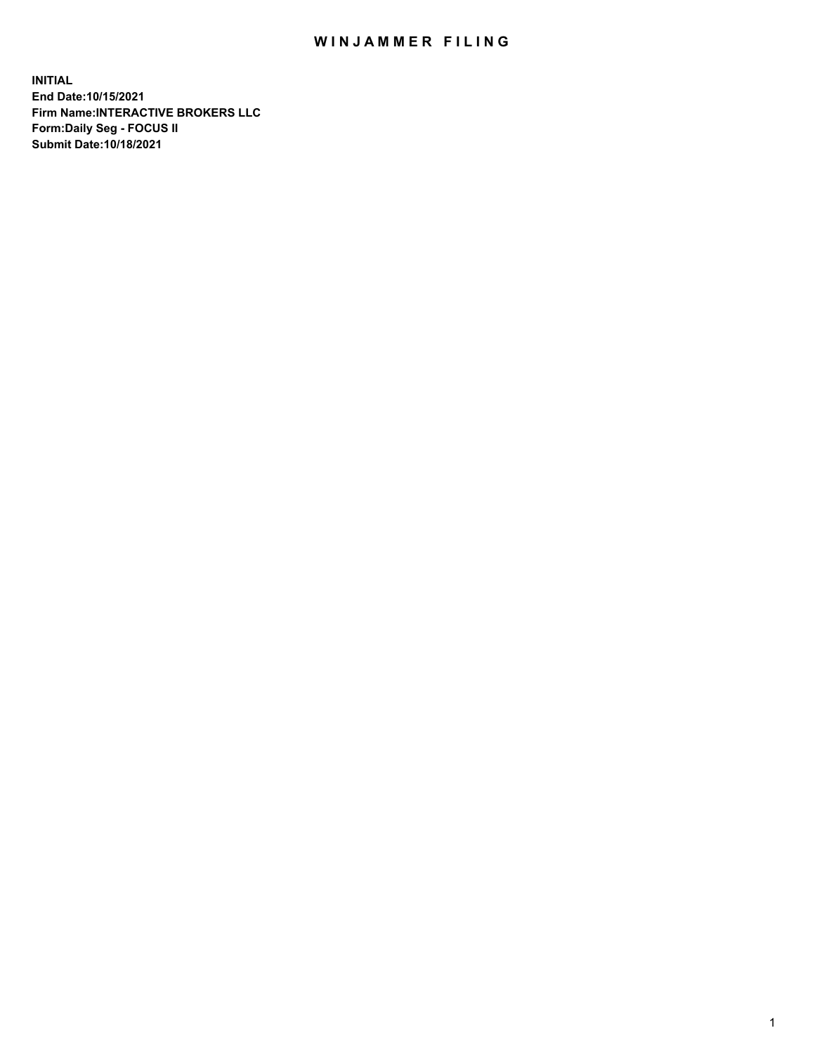# WINJAMMER FILING

**INITIAL**
**End Date:10/15/2021**
**Firm Name:INTERACTIVE BROKERS LLC**
**Form:Daily Seg - FOCUS II**
**Submit Date:10/18/2021**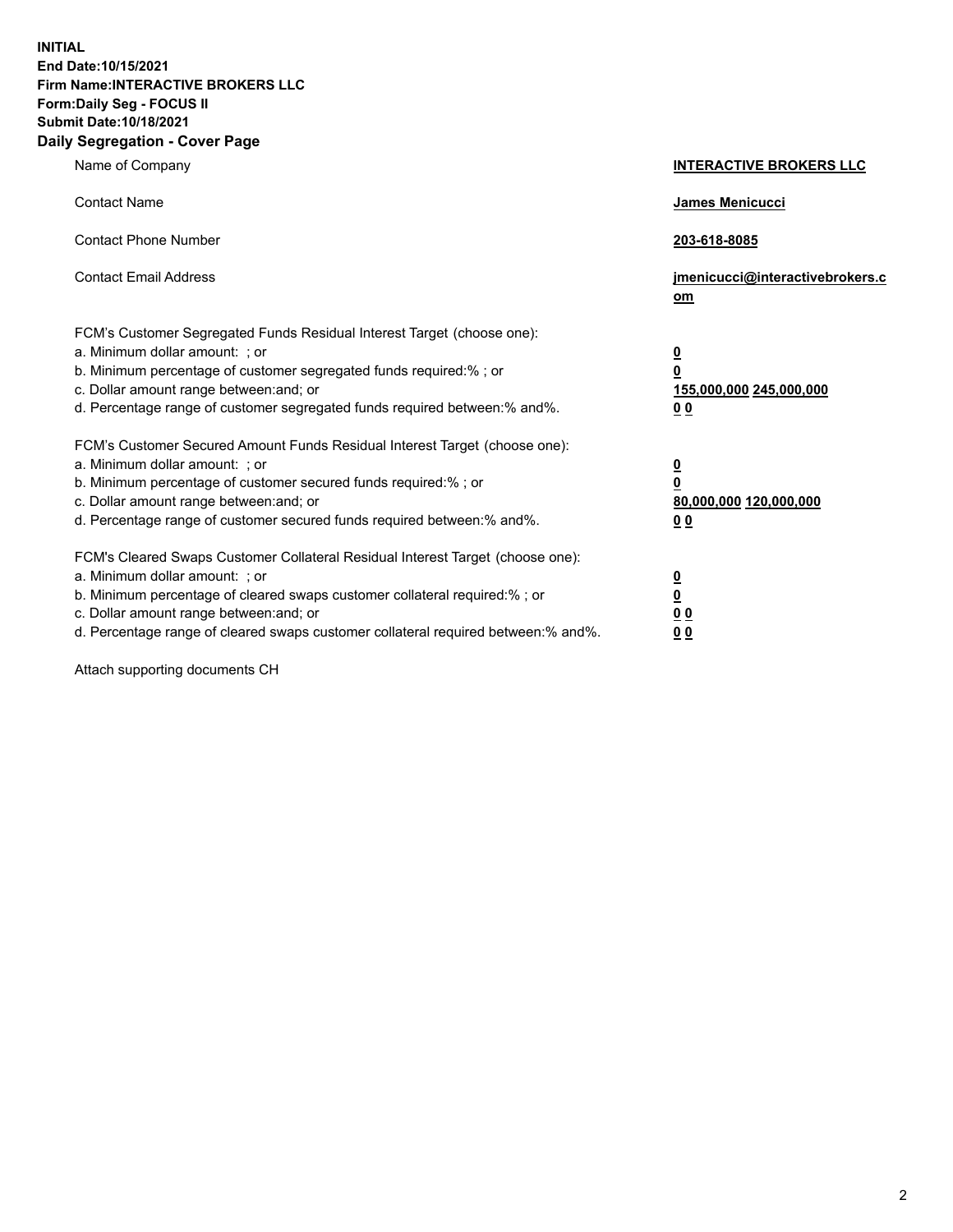**INITIAL**
**End Date:10/15/2021**
**Firm Name:INTERACTIVE BROKERS LLC**
**Form:Daily Seg - FOCUS II**
**Submit Date:10/18/2021**

## Daily Segregation - Cover Page

| | |
|---|---|
| Name of Company | **INTERACTIVE BROKERS LLC** |
| Contact Name | **James Menicucci** |
| Contact Phone Number | **203-618-8085** |
| Contact Email Address | **jmenicucci@interactivebrokers.com** |

FCM's Customer Segregated Funds Residual Interest Target (choose one):

| | |
|---|---|
| a. Minimum dollar amount: ; or | **0** |
| b. Minimum percentage of customer segregated funds required:% ; or | **0** |
| c. Dollar amount range between:and; or | **155,000,000 245,000,000** |
| d. Percentage range of customer segregated funds required between:% and%. | **0 0** |

FCM's Customer Secured Amount Funds Residual Interest Target (choose one):

| | |
|---|---|
| a. Minimum dollar amount: ; or | **0** |
| b. Minimum percentage of customer secured funds required:% ; or | **0** |
| c. Dollar amount range between:and; or | **80,000,000 120,000,000** |
| d. Percentage range of customer secured funds required between:% and%. | **0 0** |

FCM's Cleared Swaps Customer Collateral Residual Interest Target (choose one):

| | |
|---|---|
| a. Minimum dollar amount: ; or | **0** |
| b. Minimum percentage of cleared swaps customer collateral required:% ; or | **0** |
| c. Dollar amount range between:and; or | **0 0** |
| d. Percentage range of cleared swaps customer collateral required between:% and%. | **0 0** |

Attach supporting documents CH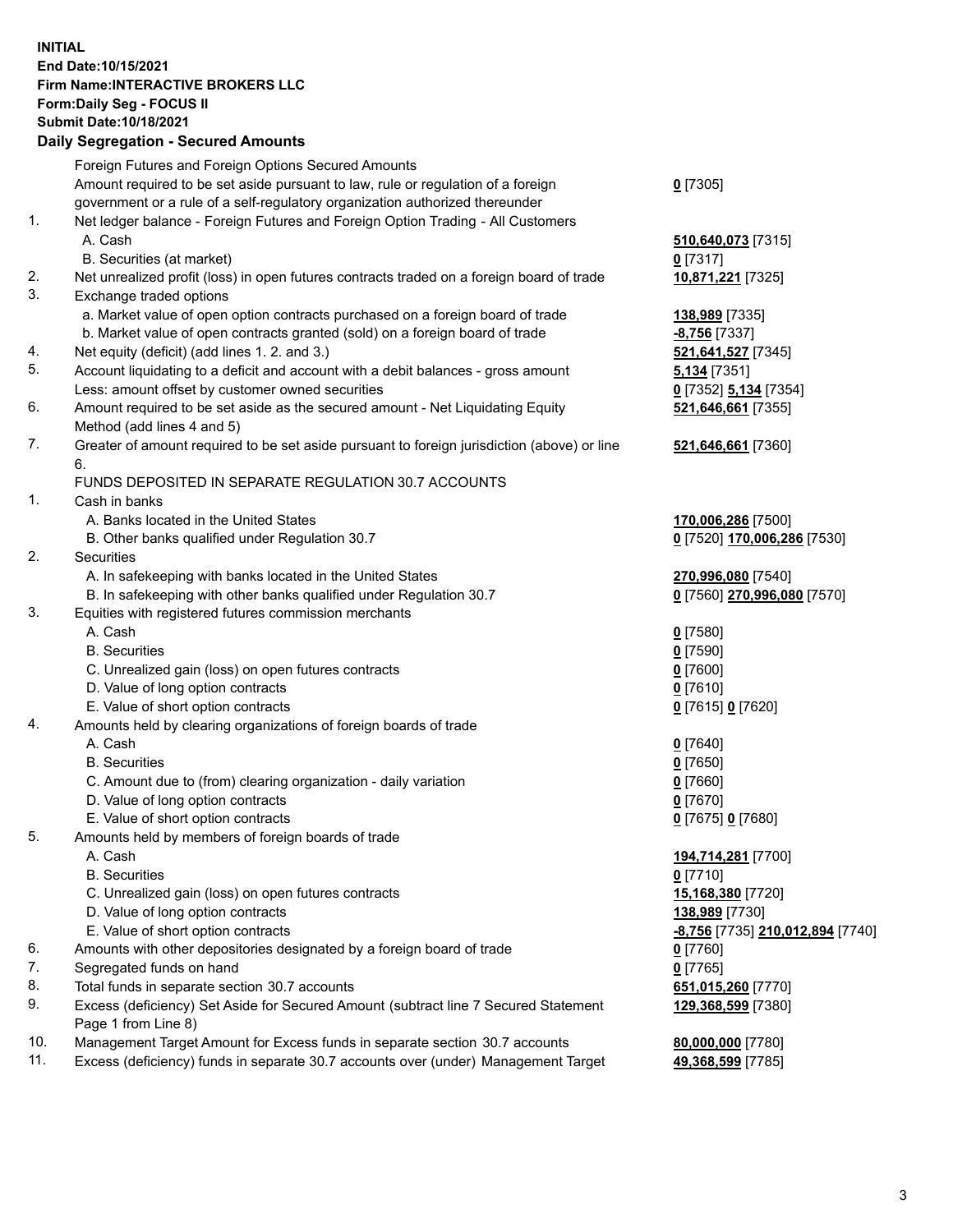**INITIAL**
**End Date:10/15/2021**
**Firm Name:INTERACTIVE BROKERS LLC**
**Form:Daily Seg - FOCUS II**
**Submit Date:10/18/2021**

## Daily Segregation - Secured Amounts

| | | |
|---|---|---|
| | Foreign Futures and Foreign Options Secured Amounts | |
| | Amount required to be set aside pursuant to law, rule or regulation of a foreign government or a rule of a self-regulatory organization authorized thereunder | **0** [7305] |
| 1. | Net ledger balance - Foreign Futures and Foreign Option Trading - All Customers | |
| | A. Cash | **510,640,073** [7315] |
| | B. Securities (at market) | **0** [7317] |
| 2. | Net unrealized profit (loss) in open futures contracts traded on a foreign board of trade | **10,871,221** [7325] |
| 3. | Exchange traded options | |
| | a. Market value of open option contracts purchased on a foreign board of trade | **138,989** [7335] |
| | b. Market value of open contracts granted (sold) on a foreign board of trade | **-8,756** [7337] |
| 4. | Net equity (deficit) (add lines 1. 2. and 3.) | **521,641,527** [7345] |
| 5. | Account liquidating to a deficit and account with a debit balances - gross amount | **5,134** [7351] |
| | Less: amount offset by customer owned securities | **0** [7352] **5,134** [7354] |
| 6. | Amount required to be set aside as the secured amount - Net Liquidating Equity Method (add lines 4 and 5) | **521,646,661** [7355] |
| 7. | Greater of amount required to be set aside pursuant to foreign jurisdiction (above) or line 6. | **521,646,661** [7360] |
| | FUNDS DEPOSITED IN SEPARATE REGULATION 30.7 ACCOUNTS | |
| 1. | Cash in banks | |
| | A. Banks located in the United States | **170,006,286** [7500] |
| | B. Other banks qualified under Regulation 30.7 | **0** [7520] **170,006,286** [7530] |
| 2. | Securities | |
| | A. In safekeeping with banks located in the United States | **270,996,080** [7540] |
| | B. In safekeeping with other banks qualified under Regulation 30.7 | **0** [7560] **270,996,080** [7570] |
| 3. | Equities with registered futures commission merchants | |
| | A. Cash | **0** [7580] |
| | B. Securities | **0** [7590] |
| | C. Unrealized gain (loss) on open futures contracts | **0** [7600] |
| | D. Value of long option contracts | **0** [7610] |
| | E. Value of short option contracts | **0** [7615] **0** [7620] |
| 4. | Amounts held by clearing organizations of foreign boards of trade | |
| | A. Cash | **0** [7640] |
| | B. Securities | **0** [7650] |
| | C. Amount due to (from) clearing organization - daily variation | **0** [7660] |
| | D. Value of long option contracts | **0** [7670] |
| | E. Value of short option contracts | **0** [7675] **0** [7680] |
| 5. | Amounts held by members of foreign boards of trade | |
| | A. Cash | **194,714,281** [7700] |
| | B. Securities | **0** [7710] |
| | C. Unrealized gain (loss) on open futures contracts | **15,168,380** [7720] |
| | D. Value of long option contracts | **138,989** [7730] |
| | E. Value of short option contracts | **-8,756** [7735] **210,012,894** [7740] |
| 6. | Amounts with other depositories designated by a foreign board of trade | **0** [7760] |
| 7. | Segregated funds on hand | **0** [7765] |
| 8. | Total funds in separate section 30.7 accounts | **651,015,260** [7770] |
| 9. | Excess (deficiency) Set Aside for Secured Amount (subtract line 7 Secured Statement Page 1 from Line 8) | **129,368,599** [7380] |
| 10. | Management Target Amount for Excess funds in separate section 30.7 accounts | **80,000,000** [7780] |
| 11. | Excess (deficiency) funds in separate 30.7 accounts over (under) Management Target | **49,368,599** [7785] |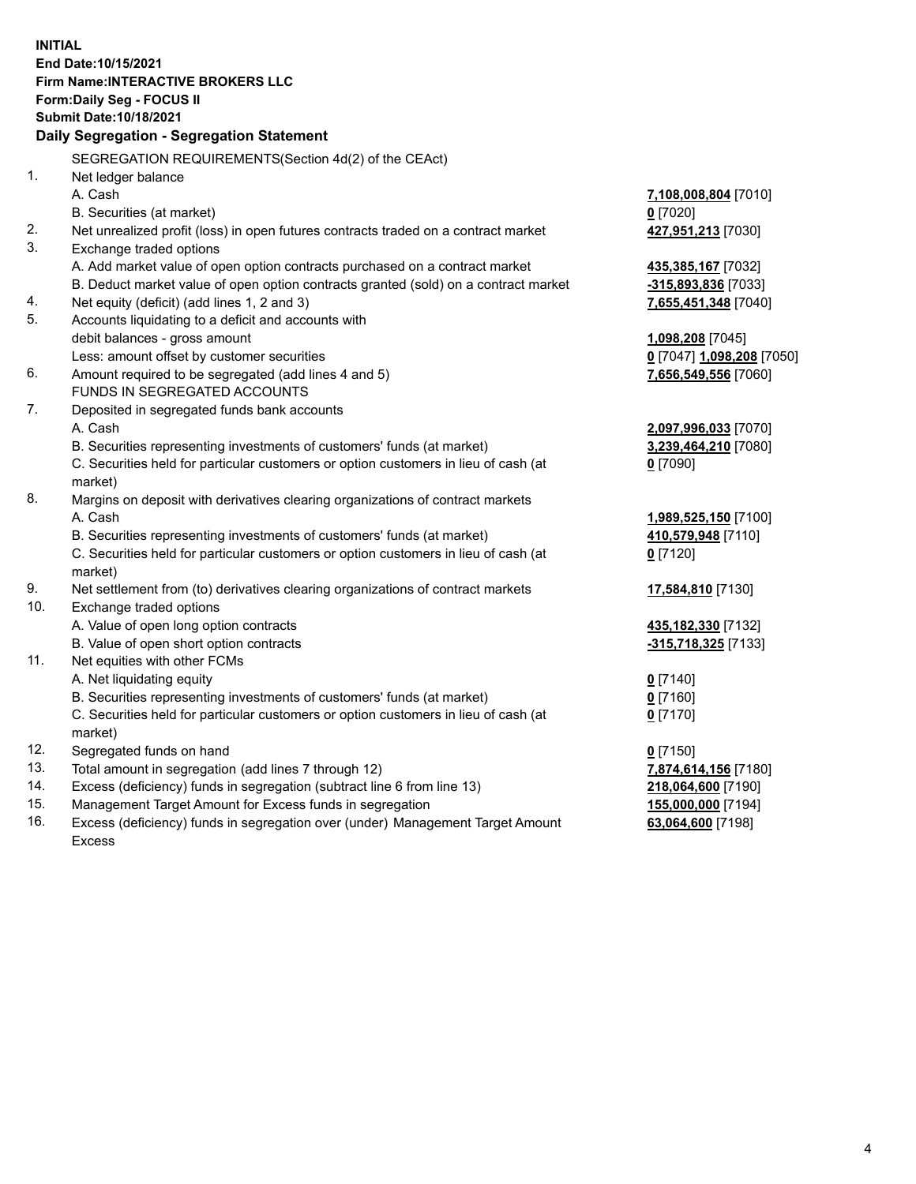**INITIAL**
**End Date:10/15/2021**
**Firm Name:INTERACTIVE BROKERS LLC**
**Form:Daily Seg - FOCUS II**
**Submit Date:10/18/2021**

## Daily Segregation - Segregation Statement

SEGREGATION REQUIREMENTS(Section 4d(2) of the CEAct)

| | | |
|---|---|---|
| 1. | Net ledger balance | |
| | A. Cash | **7,108,008,804** [7010] |
| | B. Securities (at market) | **0** [7020] |
| 2. | Net unrealized profit (loss) in open futures contracts traded on a contract market | **427,951,213** [7030] |
| 3. | Exchange traded options | |
| | A. Add market value of open option contracts purchased on a contract market | **435,385,167** [7032] |
| | B. Deduct market value of open option contracts granted (sold) on a contract market | **-315,893,836** [7033] |
| 4. | Net equity (deficit) (add lines 1, 2 and 3) | **7,655,451,348** [7040] |
| 5. | Accounts liquidating to a deficit and accounts with debit balances - gross amount | **1,098,208** [7045] |
| | Less: amount offset by customer securities | **0** [7047] **1,098,208** [7050] |
| 6. | Amount required to be segregated (add lines 4 and 5) | **7,656,549,556** [7060] |
| | FUNDS IN SEGREGATED ACCOUNTS | |
| 7. | Deposited in segregated funds bank accounts | |
| | A. Cash | **2,097,996,033** [7070] |
| | B. Securities representing investments of customers' funds (at market) | **3,239,464,210** [7080] |
| | C. Securities held for particular customers or option customers in lieu of cash (at market) | **0** [7090] |
| 8. | Margins on deposit with derivatives clearing organizations of contract markets | |
| | A. Cash | **1,989,525,150** [7100] |
| | B. Securities representing investments of customers' funds (at market) | **410,579,948** [7110] |
| | C. Securities held for particular customers or option customers in lieu of cash (at market) | **0** [7120] |
| 9. | Net settlement from (to) derivatives clearing organizations of contract markets | **17,584,810** [7130] |
| 10. | Exchange traded options | |
| | A. Value of open long option contracts | **435,182,330** [7132] |
| | B. Value of open short option contracts | **-315,718,325** [7133] |
| 11. | Net equities with other FCMs | |
| | A. Net liquidating equity | **0** [7140] |
| | B. Securities representing investments of customers' funds (at market) | **0** [7160] |
| | C. Securities held for particular customers or option customers in lieu of cash (at market) | **0** [7170] |
| 12. | Segregated funds on hand | **0** [7150] |
| 13. | Total amount in segregation (add lines 7 through 12) | **7,874,614,156** [7180] |
| 14. | Excess (deficiency) funds in segregation (subtract line 6 from line 13) | **218,064,600** [7190] |
| 15. | Management Target Amount for Excess funds in segregation | **155,000,000** [7194] |
| 16. | Excess (deficiency) funds in segregation over (under) Management Target Amount Excess | **63,064,600** [7198] |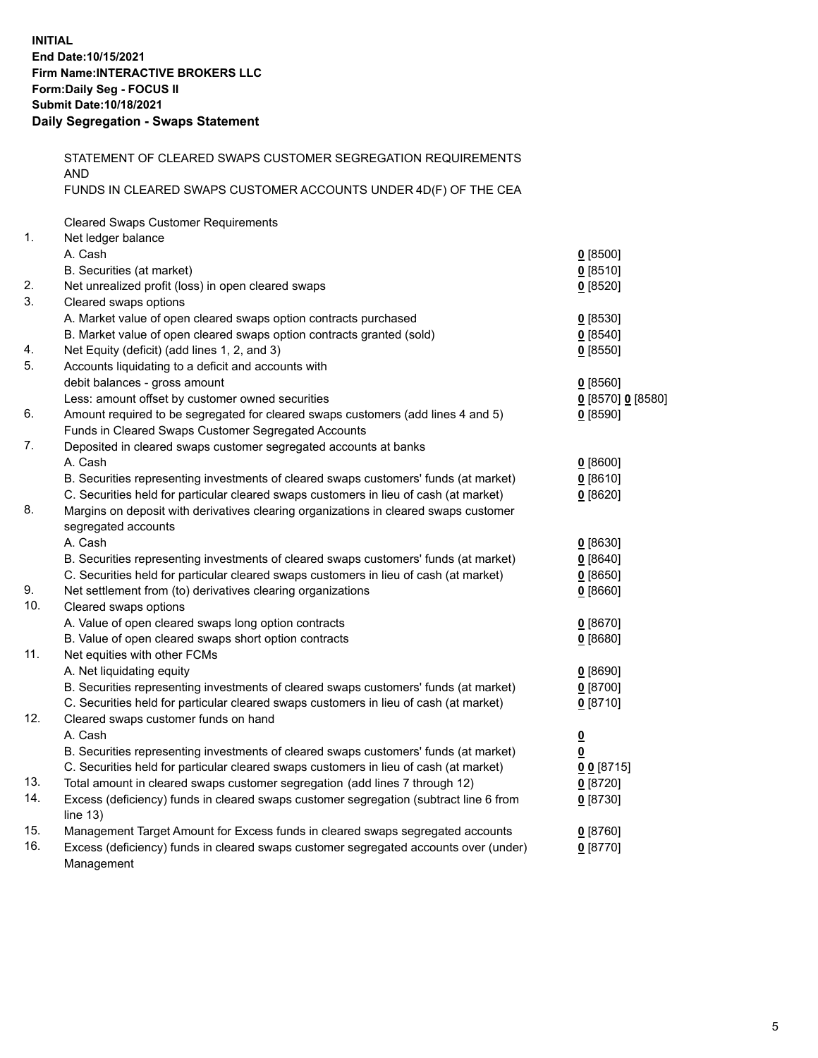**INITIAL**
**End Date:10/15/2021**
**Firm Name:INTERACTIVE BROKERS LLC**
**Form:Daily Seg - FOCUS II**
**Submit Date:10/18/2021**
**Daily Segregation - Swaps Statement**

STATEMENT OF CLEARED SWAPS CUSTOMER SEGREGATION REQUIREMENTS AND
FUNDS IN CLEARED SWAPS CUSTOMER ACCOUNTS UNDER 4D(F) OF THE CEA

| | | |
|---|---|---|
| | Cleared Swaps Customer Requirements | |
| 1. | Net ledger balance | |
| | A. Cash | 0 [8500] |
| | B. Securities (at market) | 0 [8510] |
| 2. | Net unrealized profit (loss) in open cleared swaps | 0 [8520] |
| 3. | Cleared swaps options | |
| | A. Market value of open cleared swaps option contracts purchased | 0 [8530] |
| | B. Market value of open cleared swaps option contracts granted (sold) | 0 [8540] |
| 4. | Net Equity (deficit) (add lines 1, 2, and 3) | 0 [8550] |
| 5. | Accounts liquidating to a deficit and accounts with debit balances - gross amount | 0 [8560] |
| | Less: amount offset by customer owned securities | 0 [8570] 0 [8580] |
| 6. | Amount required to be segregated for cleared swaps customers (add lines 4 and 5) | 0 [8590] |
| | Funds in Cleared Swaps Customer Segregated Accounts | |
| 7. | Deposited in cleared swaps customer segregated accounts at banks | |
| | A. Cash | 0 [8600] |
| | B. Securities representing investments of cleared swaps customers' funds (at market) | 0 [8610] |
| | C. Securities held for particular cleared swaps customers in lieu of cash (at market) | 0 [8620] |
| 8. | Margins on deposit with derivatives clearing organizations in cleared swaps customer segregated accounts | |
| | A. Cash | 0 [8630] |
| | B. Securities representing investments of cleared swaps customers' funds (at market) | 0 [8640] |
| | C. Securities held for particular cleared swaps customers in lieu of cash (at market) | 0 [8650] |
| 9. | Net settlement from (to) derivatives clearing organizations | 0 [8660] |
| 10. | Cleared swaps options | |
| | A. Value of open cleared swaps long option contracts | 0 [8670] |
| | B. Value of open cleared swaps short option contracts | 0 [8680] |
| 11. | Net equities with other FCMs | |
| | A. Net liquidating equity | 0 [8690] |
| | B. Securities representing investments of cleared swaps customers' funds (at market) | 0 [8700] |
| | C. Securities held for particular cleared swaps customers in lieu of cash (at market) | 0 [8710] |
| 12. | Cleared swaps customer funds on hand | |
| | A. Cash | 0 |
| | B. Securities representing investments of cleared swaps customers' funds (at market) | 0 |
| | C. Securities held for particular cleared swaps customers in lieu of cash (at market) | 0 0 [8715] |
| 13. | Total amount in cleared swaps customer segregation (add lines 7 through 12) | 0 [8720] |
| 14. | Excess (deficiency) funds in cleared swaps customer segregation (subtract line 6 from line 13) | 0 [8730] |
| 15. | Management Target Amount for Excess funds in cleared swaps segregated accounts | 0 [8760] |
| 16. | Excess (deficiency) funds in cleared swaps customer segregated accounts over (under) Management | 0 [8770] |